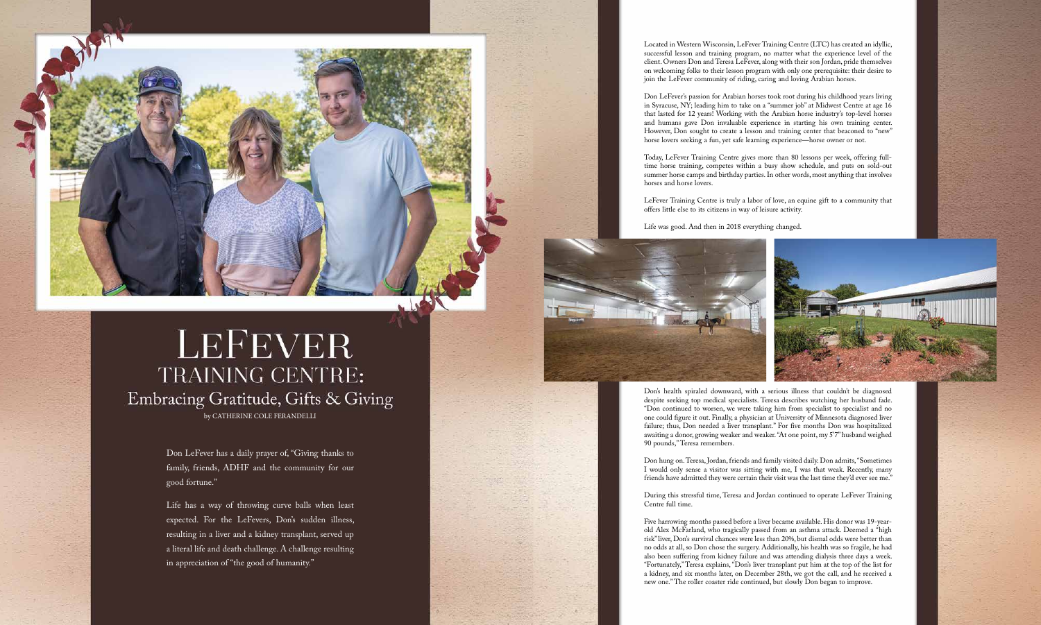# LEFEVER TRAINING CENTRE: Embracing Gratitude, Gifts & Giving

by CATHERINE COLE FERANDELLI

Don LeFever has a daily prayer of, "Giving thanks to family, friends, ADHF and the community for our good fortune."

Life has a way of throwing curve balls when least expected. For the LeFevers, Don's sudden illness, resulting in a liver and a kidney transplant, served up a literal life and death challenge. A challenge resulting in appreciation of "the good of humanity."

Located in Western Wisconsin, LeFever Training Centre (LTC) has created an idyllic, successful lesson and training program, no matter what the experience level of the client. Owners Don and Teresa LeFever, along with their son Jordan, pride themselves on welcoming folks to their lesson program with only one prerequisite: their desire to join the LeFever community of riding, caring and loving Arabian horses.

Don LeFever's passion for Arabian horses took root during his childhood years living in Syracuse, NY; leading him to take on a "summer job" at Midwest Centre at age 16 that lasted for 12 years! Working with the Arabian horse industry's top-level horses and humans gave Don invaluable experience in starting his own training center. However, Don sought to create a lesson and training center that beaconed to "new" horse lovers seeking a fun, yet safe learning experience—horse owner or not.

Today, LeFever Training Centre gives more than 80 lessons per week, offering full-time horse training, competes within a busy show schedule, and puts on sold-out summer horse camps and birthday parties. In other words, most anything that involves horses and horse lovers.

LeFever Training Centre is truly a labor of love, an equine gift to a community that offers little else to its citizens in way of leisure activity.

Life was good. And then in 2018 everything changed.

Don's health spiraled downward, with a serious illness that couldn't be diagnosed despite seeking top medical specialists. Teresa describes watching her husband fade. "Don continued to worsen, we were taking him from specialist to specialist and no one could figure it out. Finally, a physician at University of Minnesota diagnosed liver failure; thus, Don needed a liver transplant." For five months Don was hospitalized awaiting a donor, growing weaker and weaker. "At one point, my 5'7" husband weighed 90 pounds," Teresa remembers.

Don hung on. Teresa, Jordan, friends and family visited daily. Don admits, "Sometimes I would only sense a visitor was sitting with me, I was that weak. Recently, many friends have admitted they were certain their visit was the last time they'd ever see me."

During this stressful time, Teresa and Jordan continued to operate LeFever Training Centre full time.

Five harrowing months passed before a liver became available. His donor was 19-year-old Alex McFarland, who tragically passed from an asthma attack. Deemed a "high risk" liver, Don's survival chances were less than 20%, but dismal odds were better than no odds at all, so Don chose the surgery. Additionally, his health was so fragile, he had also been suffering from kidney failure and was attending dialysis three days a week. "Fortunately," Teresa explains, "Don's liver transplant put him at the top of the list for a kidney, and six months later, on December 28th, we got the call, and he received a new one." The roller coaster ride continued, but slowly Don began to improve.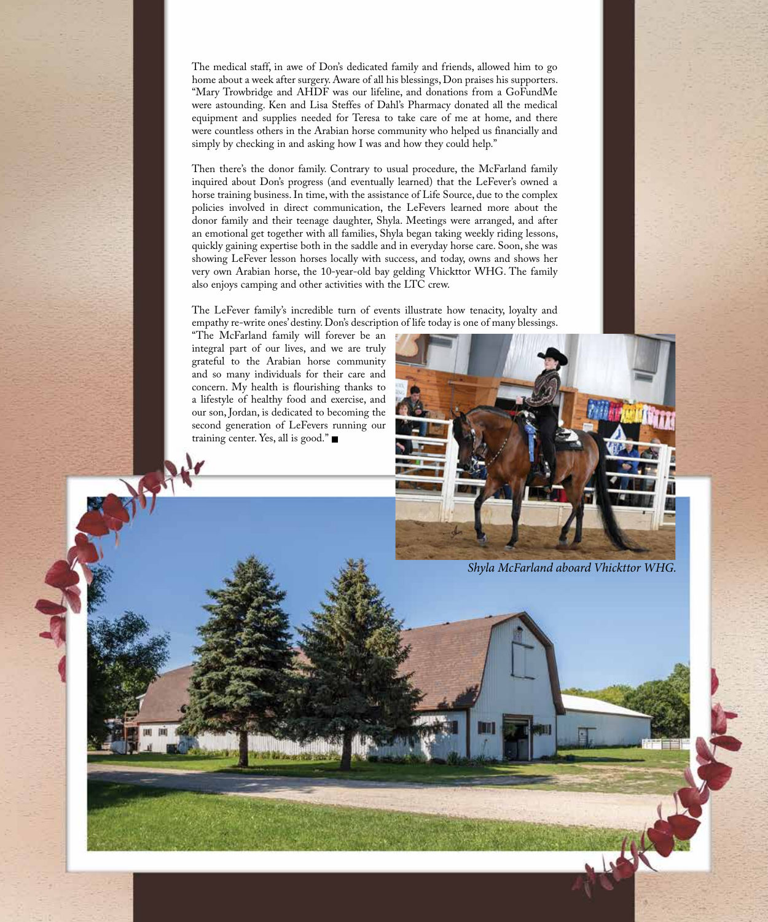The medical staff, in awe of Don's dedicated family and friends, allowed him to go home about a week after surgery. Aware of all his blessings, Don praises his supporters. "Mary Trowbridge and AHDF was our lifeline, and donations from a GoFundMe were astounding. Ken and Lisa Steffes of Dahl's Pharmacy donated all the medical equipment and supplies needed for Teresa to take care of me at home, and there were countless others in the Arabian horse community who helped us financially and simply by checking in and asking how I was and how they could help."

Then there's the donor family. Contrary to usual procedure, the McFarland family inquired about Don's progress (and eventually learned) that the LeFever's owned a horse training business. In time, with the assistance of Life Source, due to the complex policies involved in direct communication, the LeFevers learned more about the donor family and their teenage daughter, Shyla. Meetings were arranged, and after an emotional get together with all families, Shyla began taking weekly riding lessons, quickly gaining expertise both in the saddle and in everyday horse care. Soon, she was showing LeFever lesson horses locally with success, and today, owns and shows her very own Arabian horse, the 10-year-old bay gelding Vhickttor WHG. The family also enjoys camping and other activities with the LTC crew.

The LeFever family's incredible turn of events illustrate how tenacity, loyalty and empathy re-write ones' destiny. Don's description of life today is one of many blessings. "The McFarland family will forever be an integral part of our lives, and we are truly grateful to the Arabian horse community and so many individuals for their care and concern. My health is flourishing thanks to a lifestyle of healthy food and exercise, and our son, Jordan, is dedicated to becoming the second generation of LeFevers running our training center. Yes, all is good." ■

*Shyla McFarland aboard Vhickttor WHG.*